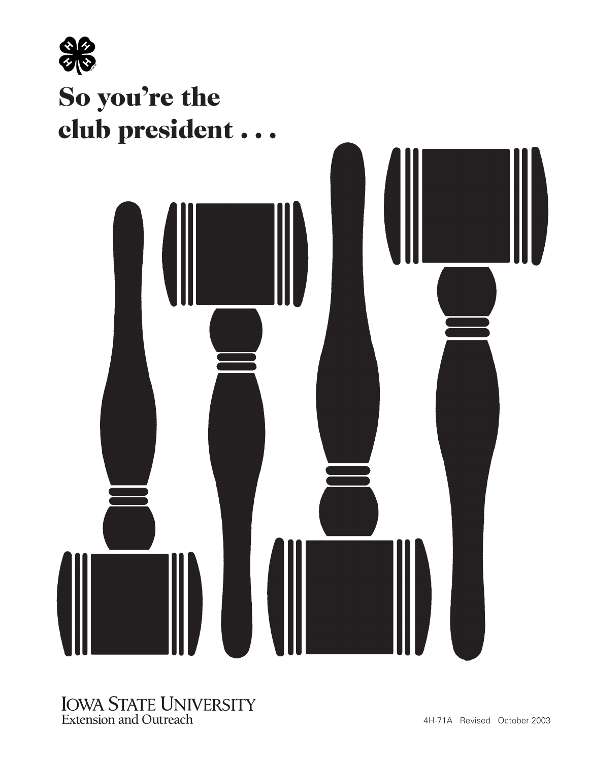# So you're the club president . . .

IOWA STATE UNIVERSITY
Extension and Outreach

4H-71A Revised October 2003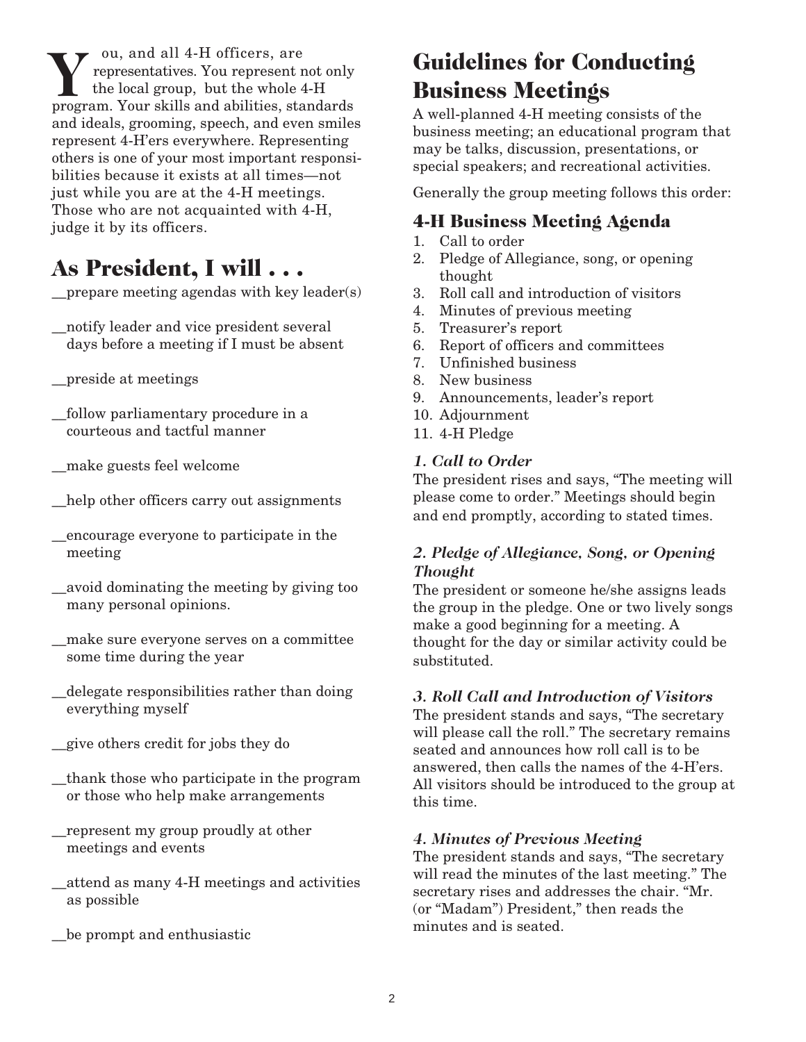You, and all 4-H officers, are representatives. You represent not only the local group, but the whole 4-H program. Your skills and abilities, standards and ideals, grooming, speech, and even smiles represent 4-H'ers everywhere. Representing others is one of your most important responsibilities because it exists at all times—not just while you are at the 4-H meetings. Those who are not acquainted with 4-H, judge it by its officers.

## As President, I will . . .

__prepare meeting agendas with key leader(s)

__notify leader and vice president several days before a meeting if I must be absent

__preside at meetings

__follow parliamentary procedure in a courteous and tactful manner

__make guests feel welcome

__help other officers carry out assignments

__encourage everyone to participate in the meeting

__avoid dominating the meeting by giving too many personal opinions.

__make sure everyone serves on a committee some time during the year

__delegate responsibilities rather than doing everything myself

__give others credit for jobs they do

__thank those who participate in the program or those who help make arrangements

__represent my group proudly at other meetings and events

__attend as many 4-H meetings and activities as possible

__be prompt and enthusiastic

## Guidelines for Conducting Business Meetings

A well-planned 4-H meeting consists of the business meeting; an educational program that may be talks, discussion, presentations, or special speakers; and recreational activities.

Generally the group meeting follows this order:

### 4-H Business Meeting Agenda

1. Call to order
2. Pledge of Allegiance, song, or opening thought
3. Roll call and introduction of visitors
4. Minutes of previous meeting
5. Treasurer's report
6. Report of officers and committees
7. Unfinished business
8. New business
9. Announcements, leader's report
10. Adjournment
11. 4-H Pledge

#### *1. Call to Order*

The president rises and says, "The meeting will please come to order." Meetings should begin and end promptly, according to stated times.

#### *2. Pledge of Allegiance, Song, or Opening Thought*

The president or someone he/she assigns leads the group in the pledge. One or two lively songs make a good beginning for a meeting. A thought for the day or similar activity could be substituted.

#### *3. Roll Call and Introduction of Visitors*

The president stands and says, "The secretary will please call the roll." The secretary remains seated and announces how roll call is to be answered, then calls the names of the 4-H'ers. All visitors should be introduced to the group at this time.

#### *4. Minutes of Previous Meeting*

The president stands and says, "The secretary will read the minutes of the last meeting." The secretary rises and addresses the chair. "Mr. (or "Madam") President," then reads the minutes and is seated.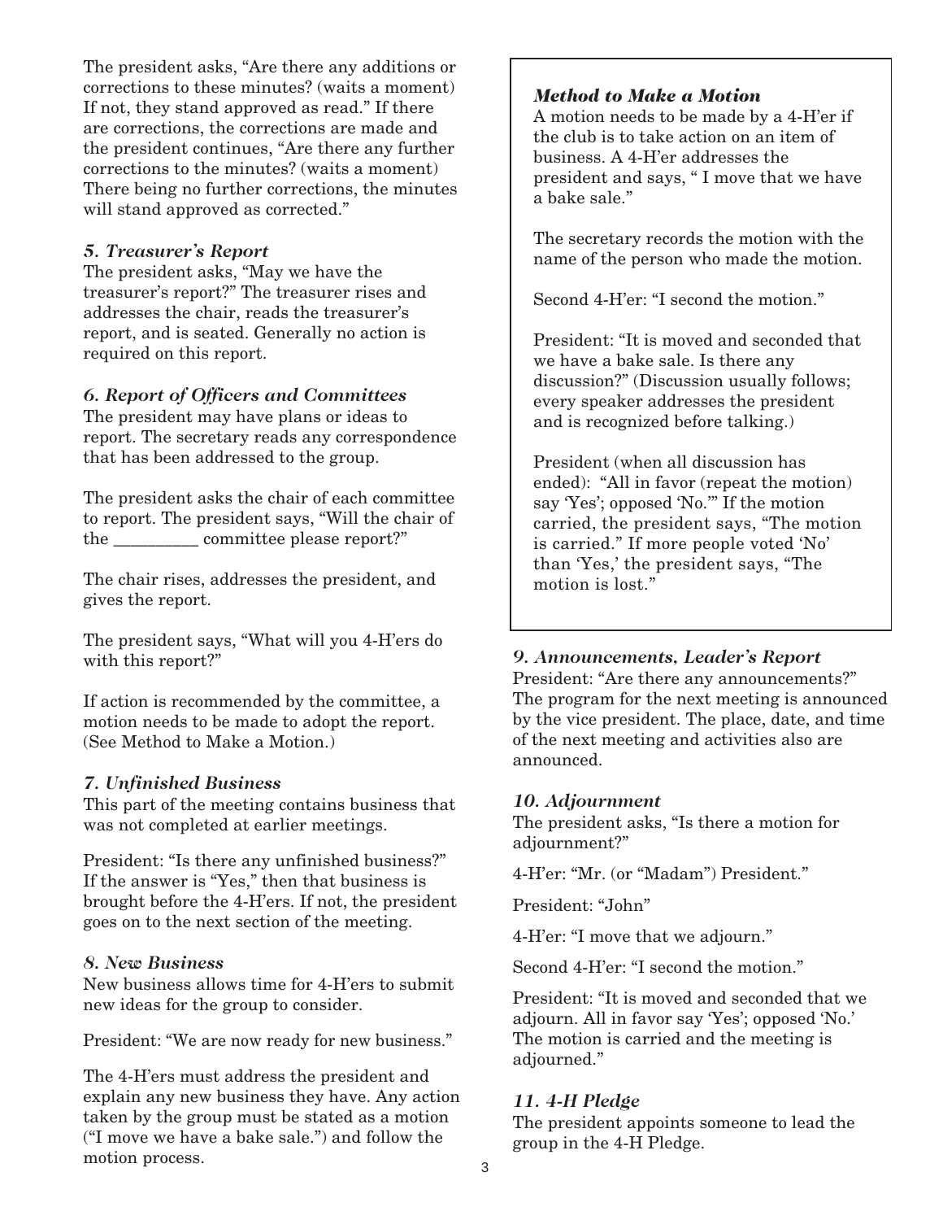The president asks, "Are there any additions or corrections to these minutes? (waits a moment) If not, they stand approved as read." If there are corrections, the corrections are made and the president continues, "Are there any further corrections to the minutes? (waits a moment) There being no further corrections, the minutes will stand approved as corrected."

### *5. Treasurer's Report*

The president asks, "May we have the treasurer's report?" The treasurer rises and addresses the chair, reads the treasurer's report, and is seated. Generally no action is required on this report.

### *6. Report of Officers and Committees*

The president may have plans or ideas to report. The secretary reads any correspondence that has been addressed to the group.

The president asks the chair of each committee to report. The president says, "Will the chair of the __________ committee please report?"

The chair rises, addresses the president, and gives the report.

The president says, "What will you 4-H'ers do with this report?"

If action is recommended by the committee, a motion needs to be made to adopt the report. (See Method to Make a Motion.)

### *7. Unfinished Business*

This part of the meeting contains business that was not completed at earlier meetings.

President: "Is there any unfinished business?" If the answer is "Yes," then that business is brought before the 4-H'ers. If not, the president goes on to the next section of the meeting.

### *8. New Business*

New business allows time for 4-H'ers to submit new ideas for the group to consider.

President: "We are now ready for new business."

The 4-H'ers must address the president and explain any new business they have. Any action taken by the group must be stated as a motion ("I move we have a bake sale.") and follow the motion process.

### *Method to Make a Motion*

A motion needs to be made by a 4-H'er if the club is to take action on an item of business. A 4-H'er addresses the president and says, " I move that we have a bake sale."

The secretary records the motion with the name of the person who made the motion.

Second 4-H'er: "I second the motion."

President: "It is moved and seconded that we have a bake sale. Is there any discussion?" (Discussion usually follows; every speaker addresses the president and is recognized before talking.)

President (when all discussion has ended): "All in favor (repeat the motion) say 'Yes'; opposed 'No.'" If the motion carried, the president says, "The motion is carried." If more people voted 'No' than 'Yes,' the president says, "The motion is lost."

### *9. Announcements, Leader's Report*

President: "Are there any announcements?" The program for the next meeting is announced by the vice president. The place, date, and time of the next meeting and activities also are announced.

### *10. Adjournment*

The president asks, "Is there a motion for adjournment?"

4-H'er: "Mr. (or "Madam") President."

President: "John"

4-H'er: "I move that we adjourn."

Second 4-H'er: "I second the motion."

President: "It is moved and seconded that we adjourn. All in favor say 'Yes'; opposed 'No.' The motion is carried and the meeting is adjourned."

### *11. 4-H Pledge*

The president appoints someone to lead the group in the 4-H Pledge.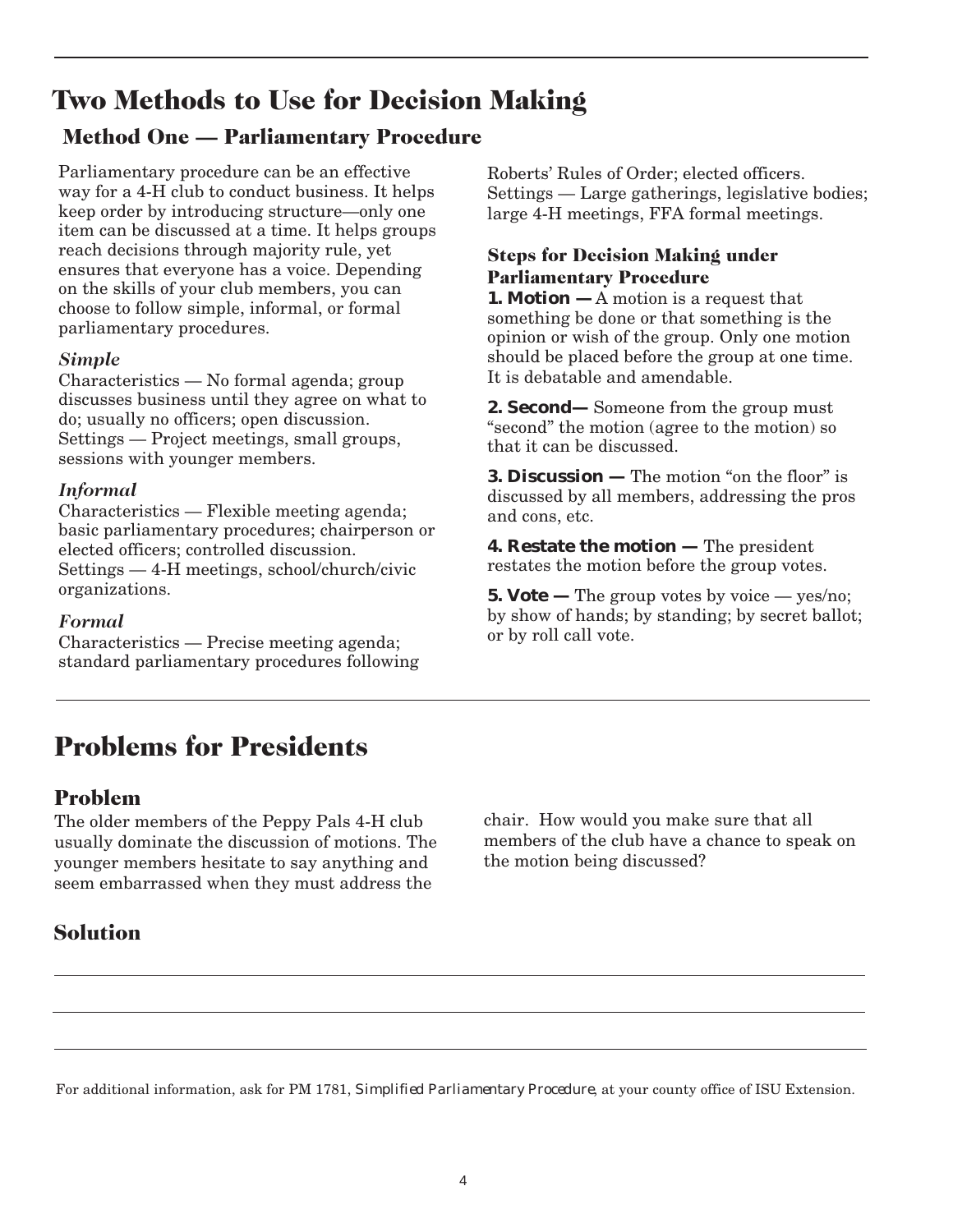# Two Methods to Use for Decision Making

## Method One — Parliamentary Procedure

Parliamentary procedure can be an effective way for a 4-H club to conduct business. It helps keep order by introducing structure—only one item can be discussed at a time. It helps groups reach decisions through majority rule, yet ensures that everyone has a voice. Depending on the skills of your club members, you can choose to follow simple, informal, or formal parliamentary procedures.

### *Simple*

Characteristics — No formal agenda; group discusses business until they agree on what to do; usually no officers; open discussion.
Settings — Project meetings, small groups, sessions with younger members.

### *Informal*

Characteristics — Flexible meeting agenda; basic parliamentary procedures; chairperson or elected officers; controlled discussion.
Settings — 4-H meetings, school/church/civic organizations.

### *Formal*

Characteristics — Precise meeting agenda; standard parliamentary procedures following Roberts' Rules of Order; elected officers.
Settings — Large gatherings, legislative bodies; large 4-H meetings, FFA formal meetings.

### Steps for Decision Making under Parliamentary Procedure

**1. Motion —** A motion is a request that something be done or that something is the opinion or wish of the group. Only one motion should be placed before the group at one time. It is debatable and amendable.

**2. Second—** Someone from the group must "second" the motion (agree to the motion) so that it can be discussed.

**3. Discussion —** The motion "on the floor" is discussed by all members, addressing the pros and cons, etc.

**4. Restate the motion —** The president restates the motion before the group votes.

**5. Vote —** The group votes by voice — yes/no; by show of hands; by standing; by secret ballot; or by roll call vote.

---

# Problems for Presidents

## Problem

The older members of the Peppy Pals 4-H club usually dominate the discussion of motions. The younger members hesitate to say anything and seem embarrassed when they must address the chair. How would you make sure that all members of the club have a chance to speak on the motion being discussed?

## Solution

\_\_\_\_\_\_\_\_\_\_\_\_\_\_\_\_\_\_\_\_\_\_\_\_\_\_\_\_\_\_\_\_\_\_\_\_\_\_\_\_

\_\_\_\_\_\_\_\_\_\_\_\_\_\_\_\_\_\_\_\_\_\_\_\_\_\_\_\_\_\_\_\_\_\_\_\_\_\_\_\_

\_\_\_\_\_\_\_\_\_\_\_\_\_\_\_\_\_\_\_\_\_\_\_\_\_\_\_\_\_\_\_\_\_\_\_\_\_\_\_\_

For additional information, ask for PM 1781, *Simplified Parliamentary Procedure*, at your county office of ISU Extension.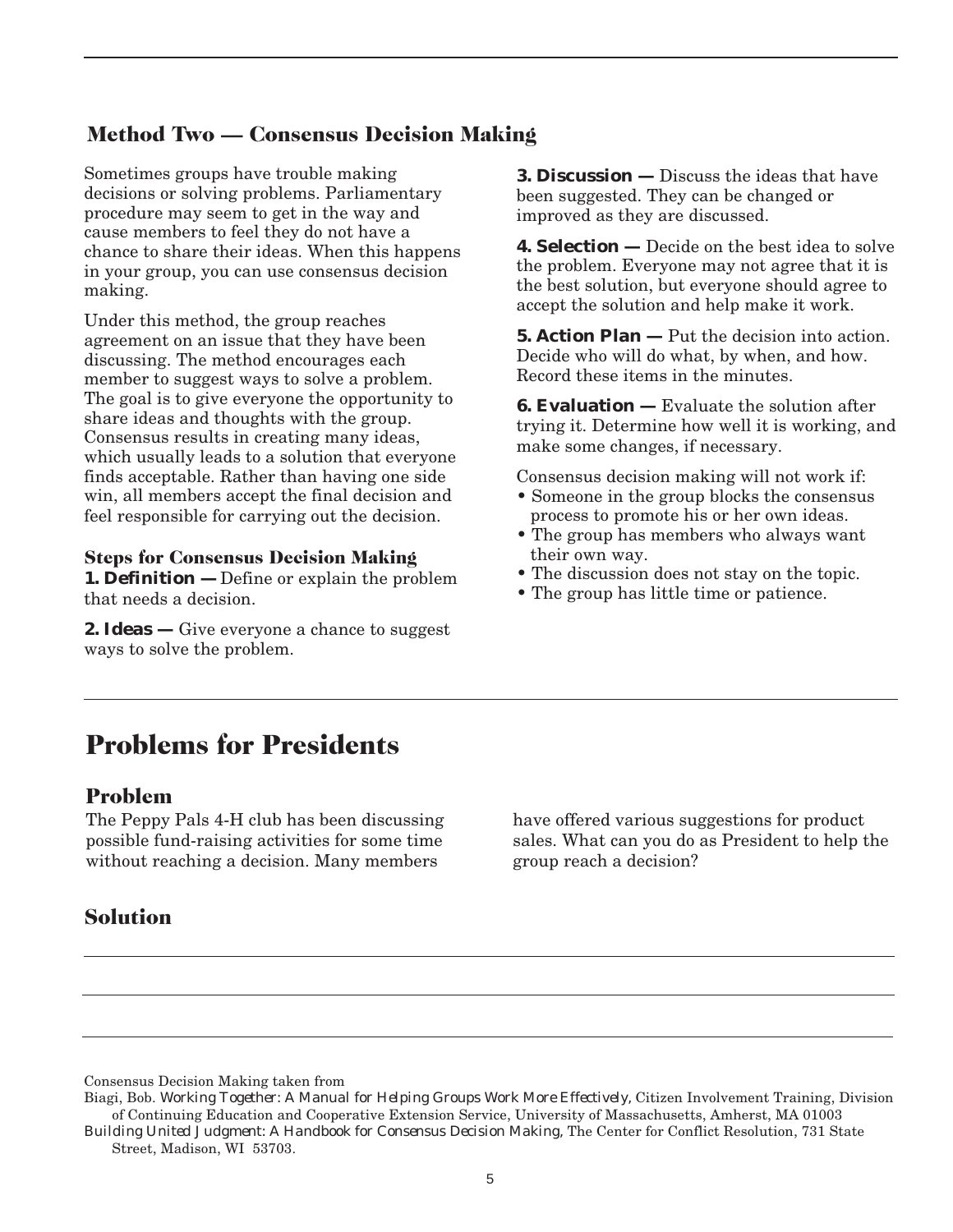## Method Two — Consensus Decision Making

Sometimes groups have trouble making decisions or solving problems. Parliamentary procedure may seem to get in the way and cause members to feel they do not have a chance to share their ideas. When this happens in your group, you can use consensus decision making.

Under this method, the group reaches agreement on an issue that they have been discussing. The method encourages each member to suggest ways to solve a problem. The goal is to give everyone the opportunity to share ideas and thoughts with the group. Consensus results in creating many ideas, which usually leads to a solution that everyone finds acceptable. Rather than having one side win, all members accept the final decision and feel responsible for carrying out the decision.

### Steps for Consensus Decision Making

**1. Definition —** Define or explain the problem that needs a decision.

**2. Ideas —** Give everyone a chance to suggest ways to solve the problem.

**3. Discussion —** Discuss the ideas that have been suggested. They can be changed or improved as they are discussed.

**4. Selection —** Decide on the best idea to solve the problem. Everyone may not agree that it is the best solution, but everyone should agree to accept the solution and help make it work.

**5. Action Plan —** Put the decision into action. Decide who will do what, by when, and how. Record these items in the minutes.

**6. Evaluation —** Evaluate the solution after trying it. Determine how well it is working, and make some changes, if necessary.

Consensus decision making will not work if:

- Someone in the group blocks the consensus process to promote his or her own ideas.
- The group has members who always want their own way.
- The discussion does not stay on the topic.
- The group has little time or patience.

# Problems for Presidents

## Problem

The Peppy Pals 4-H club has been discussing possible fund-raising activities for some time without reaching a decision. Many members have offered various suggestions for product sales. What can you do as President to help the group reach a decision?

## Solution

---

---

---

Consensus Decision Making taken from

Biagi, Bob. *Working Together: A Manual for Helping Groups Work More Effectively,* Citizen Involvement Training, Division of Continuing Education and Cooperative Extension Service, University of Massachusetts, Amherst, MA 01003

*Building United Judgment: A Handbook for Consensus Decision Making,* The Center for Conflict Resolution, 731 State Street, Madison, WI 53703.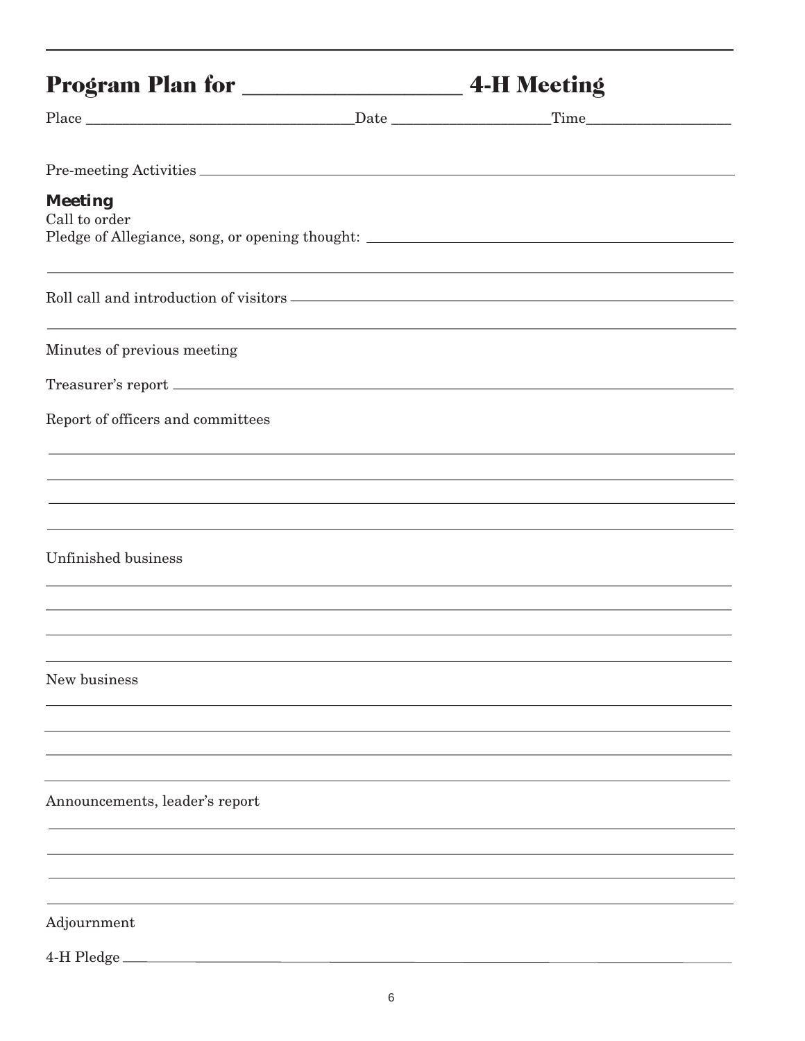# Program Plan for ____________________ 4-H Meeting

Place ________________________________ Date ____________________ Time __________________

Pre-meeting Activities ________________________________________________________________

### Meeting

Call to order

Pledge of Allegiance, song, or opening thought: ______________________________________

_____________________________________________________________________________

Roll call and introduction of visitors ___________________________________________________

_____________________________________________________________________________

Minutes of previous meeting

Treasurer's report __________________________________________________________________

Report of officers and committees

_____________________________________________________________________________

_____________________________________________________________________________

_____________________________________________________________________________

_____________________________________________________________________________

Unfinished business

_____________________________________________________________________________

_____________________________________________________________________________

_____________________________________________________________________________

_____________________________________________________________________________

New business

_____________________________________________________________________________

_____________________________________________________________________________

_____________________________________________________________________________

_____________________________________________________________________________

Announcements, leader's report

_____________________________________________________________________________

_____________________________________________________________________________

_____________________________________________________________________________

_____________________________________________________________________________

Adjournment

4-H Pledge ________________________________________________________________________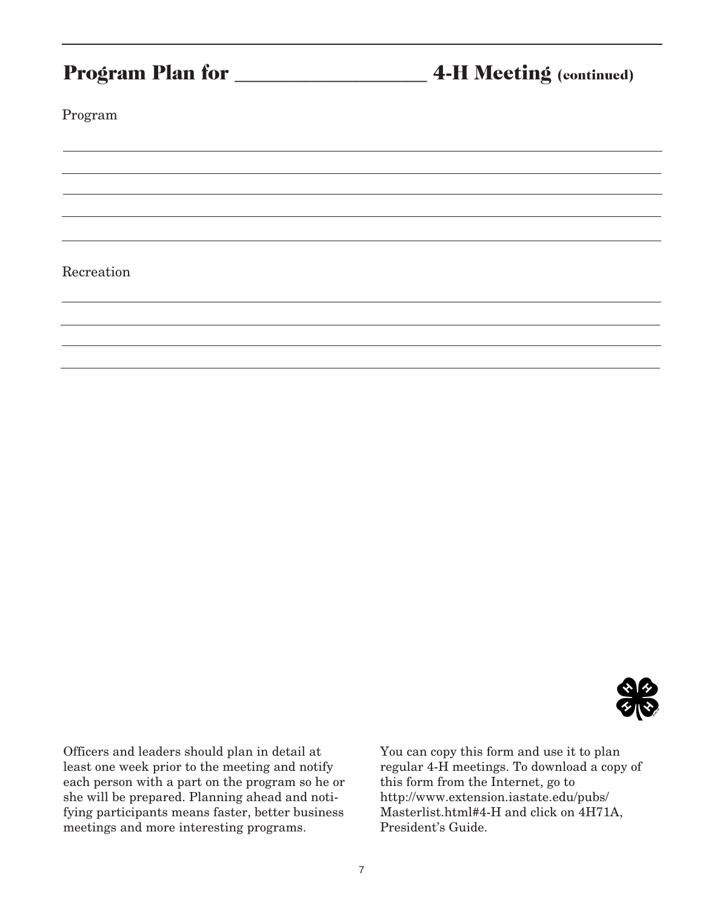## Program Plan for ____________________ 4-H Meeting (continued)

Program

______________________________________________________________________

______________________________________________________________________

______________________________________________________________________

______________________________________________________________________

______________________________________________________________________

Recreation

______________________________________________________________________

______________________________________________________________________

______________________________________________________________________

______________________________________________________________________

Officers and leaders should plan in detail at least one week prior to the meeting and notify each person with a part on the program so he or she will be prepared. Planning ahead and notifying participants means faster, better business meetings and more interesting programs.

You can copy this form and use it to plan regular 4-H meetings. To download a copy of this form from the Internet, go to http://www.extension.iastate.edu/pubs/Masterlist.html#4-H and click on 4H71A, President's Guide.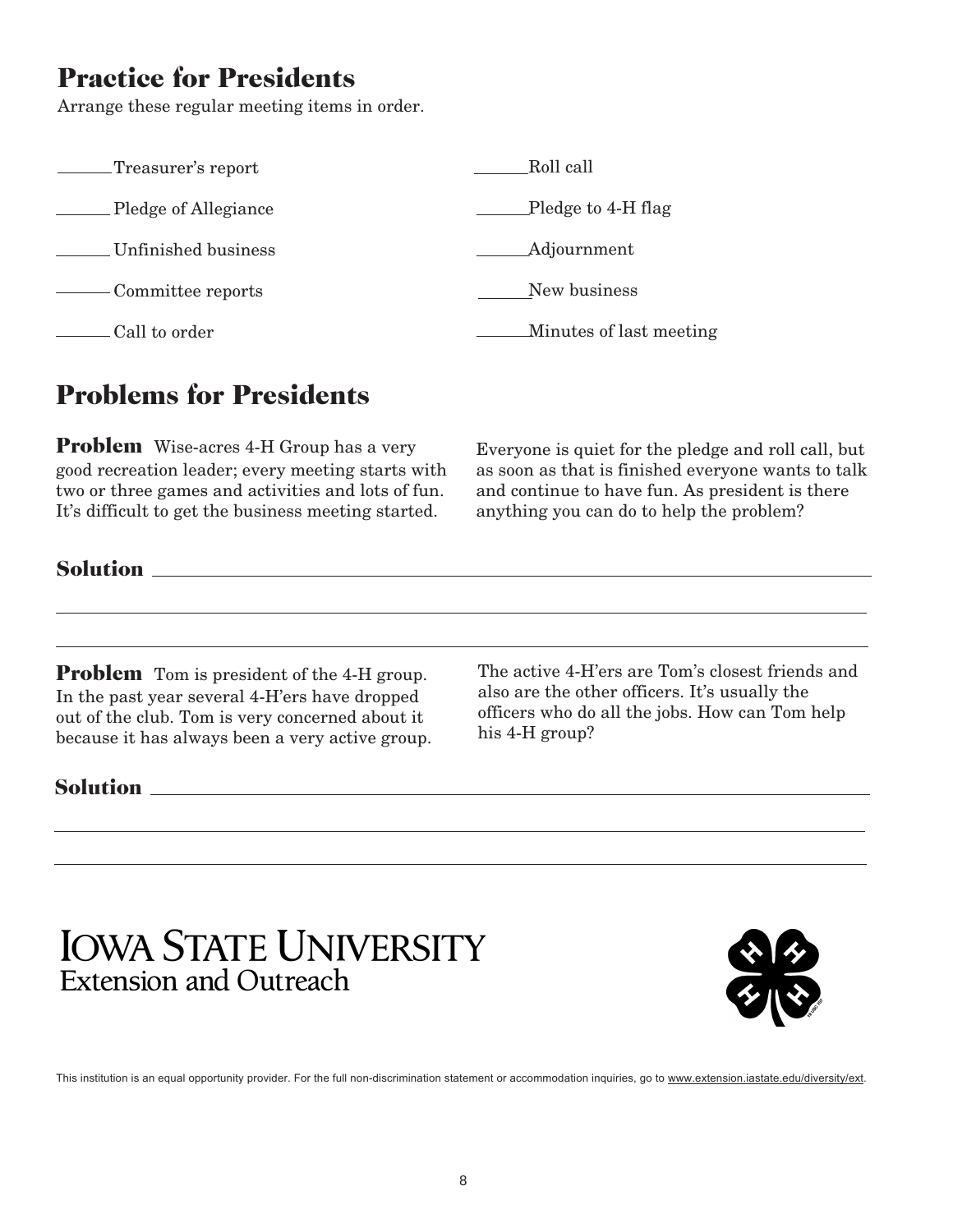## Practice for Presidents

Arrange these regular meeting items in order.

\_\_\_\_\_\_ Treasurer's report

\_\_\_\_\_\_ Pledge of Allegiance

\_\_\_\_\_\_ Unfinished business

\_\_\_\_\_\_ Committee reports

\_\_\_\_\_\_ Call to order

\_\_\_\_\_\_ Roll call

\_\_\_\_\_\_ Pledge to 4-H flag

\_\_\_\_\_\_ Adjournment

\_\_\_\_\_\_ New business

\_\_\_\_\_\_ Minutes of last meeting

## Problems for Presidents

**Problem** Wise-acres 4-H Group has a very good recreation leader; every meeting starts with two or three games and activities and lots of fun. It's difficult to get the business meeting started. Everyone is quiet for the pledge and roll call, but as soon as that is finished everyone wants to talk and continue to have fun. As president is there anything you can do to help the problem?

**Solution** \_\_\_\_\_\_\_\_\_\_\_\_\_\_\_\_\_\_\_\_\_\_\_\_\_\_\_\_\_\_\_\_\_\_\_\_\_\_\_\_

\_\_\_\_\_\_\_\_\_\_\_\_\_\_\_\_\_\_\_\_\_\_\_\_\_\_\_\_\_\_\_\_\_\_\_\_\_\_\_\_\_\_\_\_\_\_\_\_

\_\_\_\_\_\_\_\_\_\_\_\_\_\_\_\_\_\_\_\_\_\_\_\_\_\_\_\_\_\_\_\_\_\_\_\_\_\_\_\_\_\_\_\_\_\_\_\_

**Problem** Tom is president of the 4-H group. In the past year several 4-H'ers have dropped out of the club. Tom is very concerned about it because it has always been a very active group. The active 4-H'ers are Tom's closest friends and also are the other officers. It's usually the officers who do all the jobs. How can Tom help his 4-H group?

**Solution** \_\_\_\_\_\_\_\_\_\_\_\_\_\_\_\_\_\_\_\_\_\_\_\_\_\_\_\_\_\_\_\_\_\_\_\_\_\_\_\_

\_\_\_\_\_\_\_\_\_\_\_\_\_\_\_\_\_\_\_\_\_\_\_\_\_\_\_\_\_\_\_\_\_\_\_\_\_\_\_\_\_\_\_\_\_\_\_\_

\_\_\_\_\_\_\_\_\_\_\_\_\_\_\_\_\_\_\_\_\_\_\_\_\_\_\_\_\_\_\_\_\_\_\_\_\_\_\_\_\_\_\_\_\_\_\_\_

IOWA STATE UNIVERSITY
Extension and Outreach

This institution is an equal opportunity provider. For the full non-discrimination statement or accommodation inquiries, go to www.extension.iastate.edu/diversity/ext.